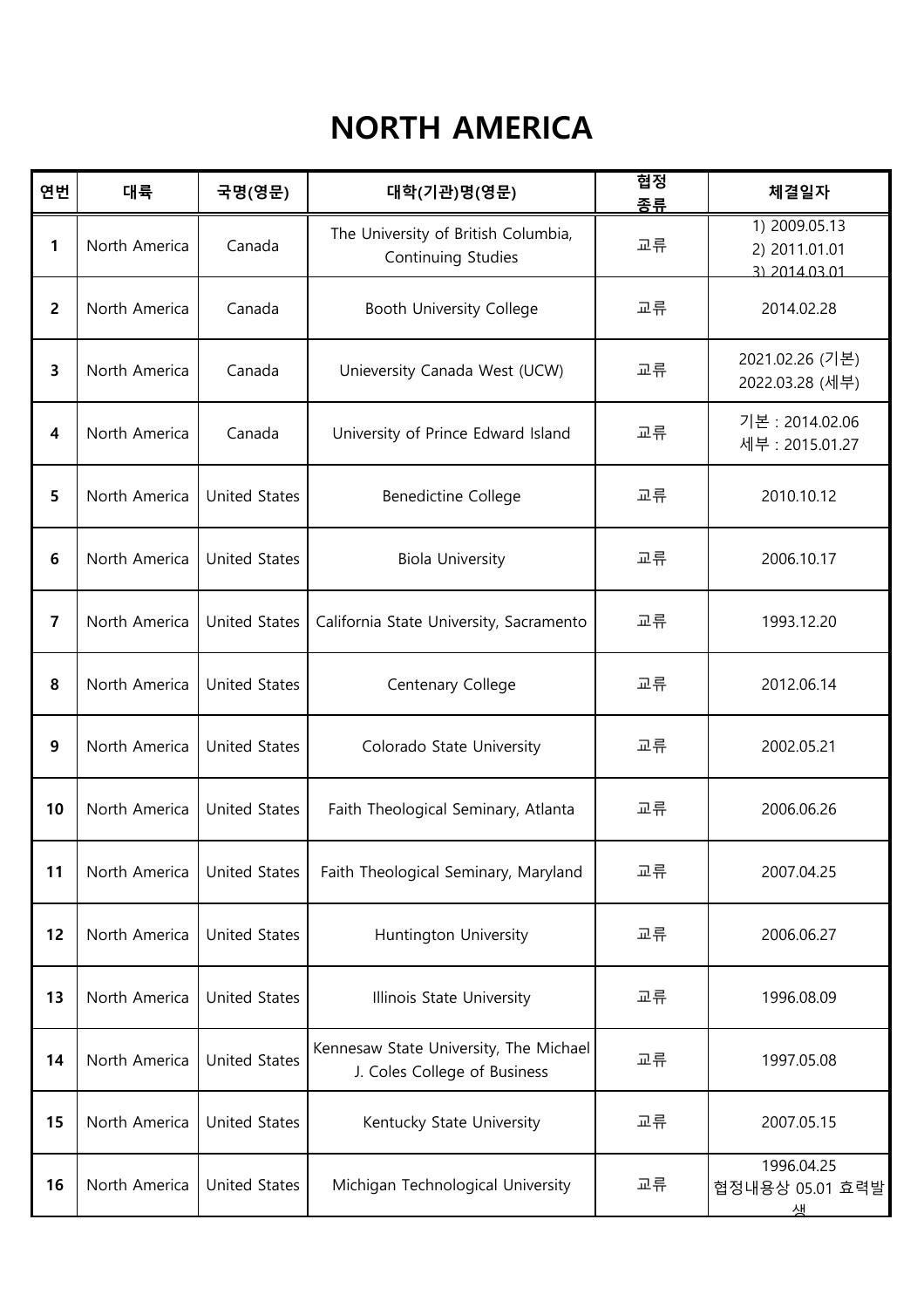# NORTH AMERICA

| 연번 | 대륙 | 국명(영문) | 대학(기관)명(영문) | 협정 종류 | 체결일자 |
|---|---|---|---|---|---|
| 1 | North America | Canada | The University of British Columbia, Continuing Studies | 교류 | 1) 2009.05.13<br>2) 2011.01.01<br>3) 2014.03.01 |
| 2 | North America | Canada | Booth University College | 교류 | 2014.02.28 |
| 3 | North America | Canada | Unieversity Canada West (UCW) | 교류 | 2021.02.26 (기본)<br>2022.03.28 (세부) |
| 4 | North America | Canada | University of Prince Edward Island | 교류 | 기본 : 2014.02.06<br>세부 : 2015.01.27 |
| 5 | North America | United States | Benedictine College | 교류 | 2010.10.12 |
| 6 | North America | United States | Biola University | 교류 | 2006.10.17 |
| 7 | North America | United States | California State University, Sacramento | 교류 | 1993.12.20 |
| 8 | North America | United States | Centenary College | 교류 | 2012.06.14 |
| 9 | North America | United States | Colorado State University | 교류 | 2002.05.21 |
| 10 | North America | United States | Faith Theological Seminary, Atlanta | 교류 | 2006.06.26 |
| 11 | North America | United States | Faith Theological Seminary, Maryland | 교류 | 2007.04.25 |
| 12 | North America | United States | Huntington University | 교류 | 2006.06.27 |
| 13 | North America | United States | Illinois State University | 교류 | 1996.08.09 |
| 14 | North America | United States | Kennesaw State University, The Michael J. Coles College of Business | 교류 | 1997.05.08 |
| 15 | North America | United States | Kentucky State University | 교류 | 2007.05.15 |
| 16 | North America | United States | Michigan Technological University | 교류 | 1996.04.25<br>협정내용상 05.01 효력발생 |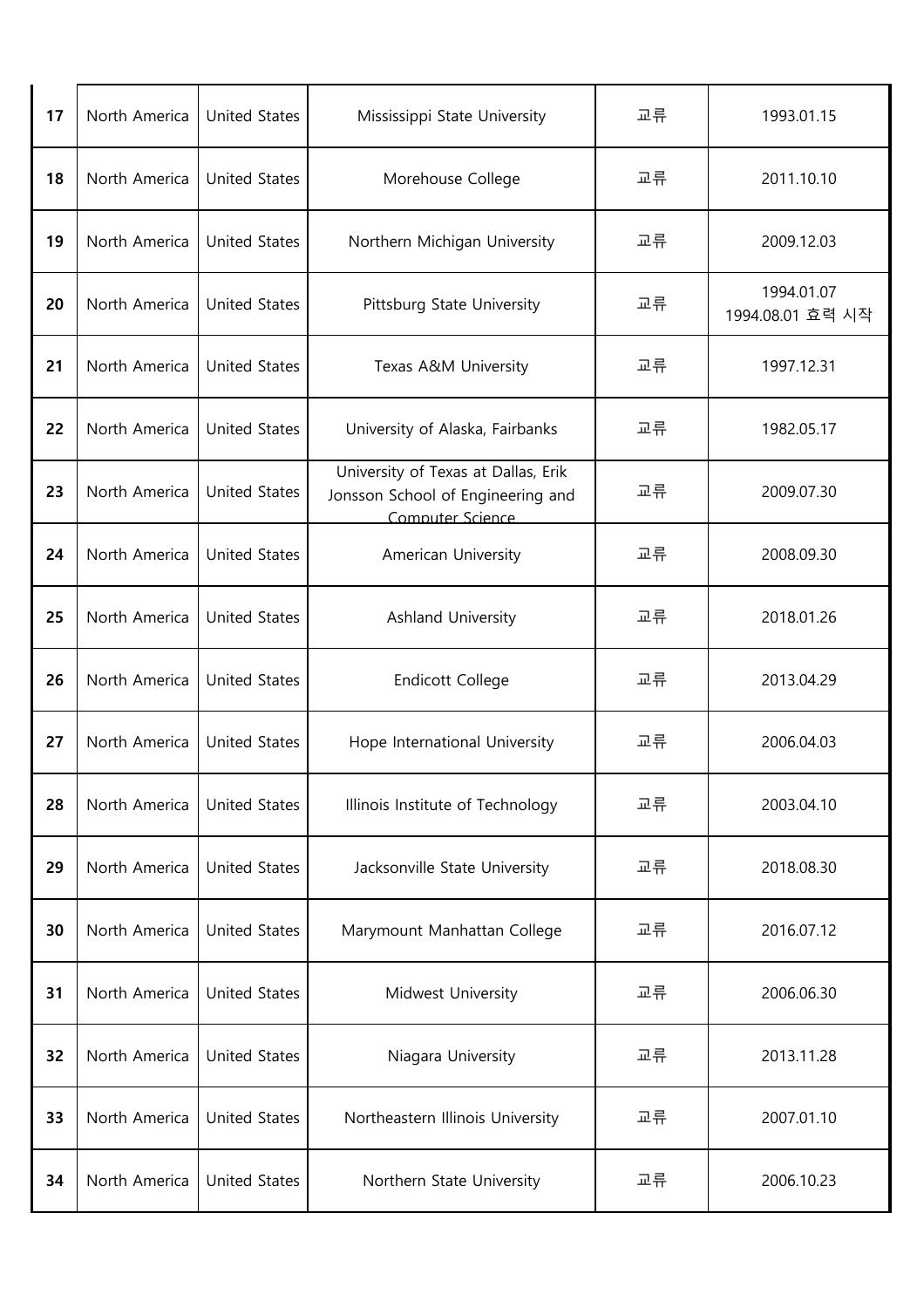| | | | | | |
|---|---|---|---|---|---|
| 17 | North America | United States | Mississippi State University | 교류 | 1993.01.15 |
| 18 | North America | United States | Morehouse College | 교류 | 2011.10.10 |
| 19 | North America | United States | Northern Michigan University | 교류 | 2009.12.03 |
| 20 | North America | United States | Pittsburg State University | 교류 | 1994.01.07<br>1994.08.01 효력 시작 |
| 21 | North America | United States | Texas A&M University | 교류 | 1997.12.31 |
| 22 | North America | United States | University of Alaska, Fairbanks | 교류 | 1982.05.17 |
| 23 | North America | United States | University of Texas at Dallas, Erik Jonsson School of Engineering and Computer Science | 교류 | 2009.07.30 |
| 24 | North America | United States | American University | 교류 | 2008.09.30 |
| 25 | North America | United States | Ashland University | 교류 | 2018.01.26 |
| 26 | North America | United States | Endicott College | 교류 | 2013.04.29 |
| 27 | North America | United States | Hope International University | 교류 | 2006.04.03 |
| 28 | North America | United States | Illinois Institute of Technology | 교류 | 2003.04.10 |
| 29 | North America | United States | Jacksonville State University | 교류 | 2018.08.30 |
| 30 | North America | United States | Marymount Manhattan College | 교류 | 2016.07.12 |
| 31 | North America | United States | Midwest University | 교류 | 2006.06.30 |
| 32 | North America | United States | Niagara University | 교류 | 2013.11.28 |
| 33 | North America | United States | Northeastern Illinois University | 교류 | 2007.01.10 |
| 34 | North America | United States | Northern State University | 교류 | 2006.10.23 |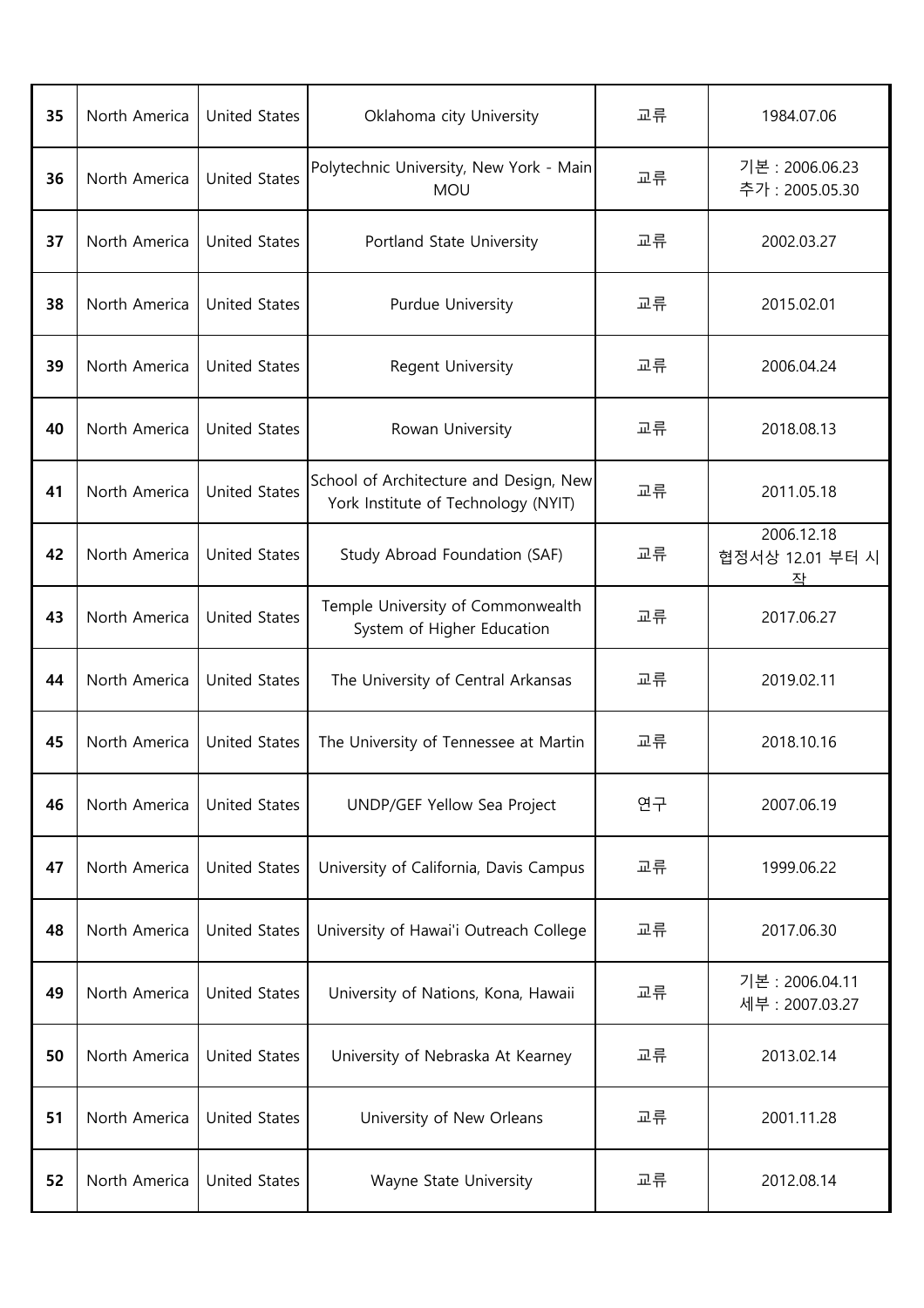| 35 | North America | United States | Oklahoma city University | 교류 | 1984.07.06 |
|---|---|---|---|---|---|
| 36 | North America | United States | Polytechnic University, New York - Main MOU | 교류 | 기본 : 2006.06.23<br>추가 : 2005.05.30 |
| 37 | North America | United States | Portland State University | 교류 | 2002.03.27 |
| 38 | North America | United States | Purdue University | 교류 | 2015.02.01 |
| 39 | North America | United States | Regent University | 교류 | 2006.04.24 |
| 40 | North America | United States | Rowan University | 교류 | 2018.08.13 |
| 41 | North America | United States | School of Architecture and Design, New York Institute of Technology (NYIT) | 교류 | 2011.05.18 |
| 42 | North America | United States | Study Abroad Foundation (SAF) | 교류 | 2006.12.18<br>협정서상 12.01 부터 시작 |
| 43 | North America | United States | Temple University of Commonwealth System of Higher Education | 교류 | 2017.06.27 |
| 44 | North America | United States | The University of Central Arkansas | 교류 | 2019.02.11 |
| 45 | North America | United States | The University of Tennessee at Martin | 교류 | 2018.10.16 |
| 46 | North America | United States | UNDP/GEF Yellow Sea Project | 연구 | 2007.06.19 |
| 47 | North America | United States | University of California, Davis Campus | 교류 | 1999.06.22 |
| 48 | North America | United States | University of Hawai'i Outreach College | 교류 | 2017.06.30 |
| 49 | North America | United States | University of Nations, Kona, Hawaii | 교류 | 기본 : 2006.04.11<br>세부 : 2007.03.27 |
| 50 | North America | United States | University of Nebraska At Kearney | 교류 | 2013.02.14 |
| 51 | North America | United States | University of New Orleans | 교류 | 2001.11.28 |
| 52 | North America | United States | Wayne State University | 교류 | 2012.08.14 |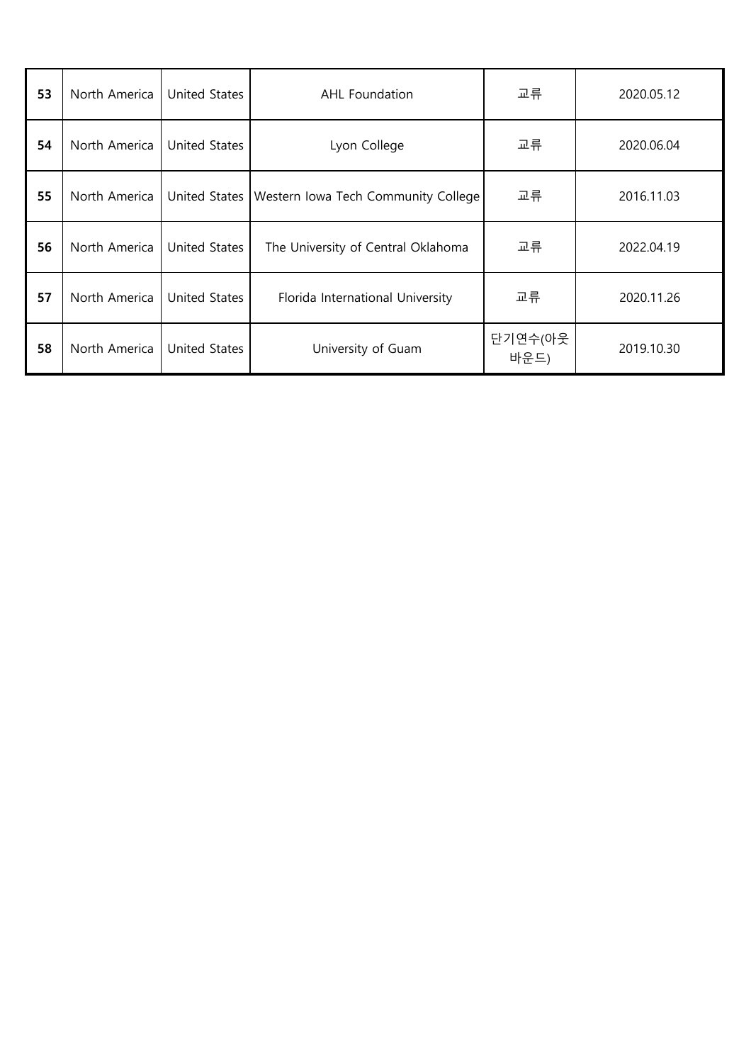| | | | | | |
|---|---|---|---|---|---|
| **53** | North America | United States | AHL Foundation | 교류 | 2020.05.12 |
| **54** | North America | United States | Lyon College | 교류 | 2020.06.04 |
| **55** | North America | United States | Western Iowa Tech Community College | 교류 | 2016.11.03 |
| **56** | North America | United States | The University of Central Oklahoma | 교류 | 2022.04.19 |
| **57** | North America | United States | Florida International University | 교류 | 2020.11.26 |
| **58** | North America | United States | University of Guam | 단기연수(아웃바운드) | 2019.10.30 |